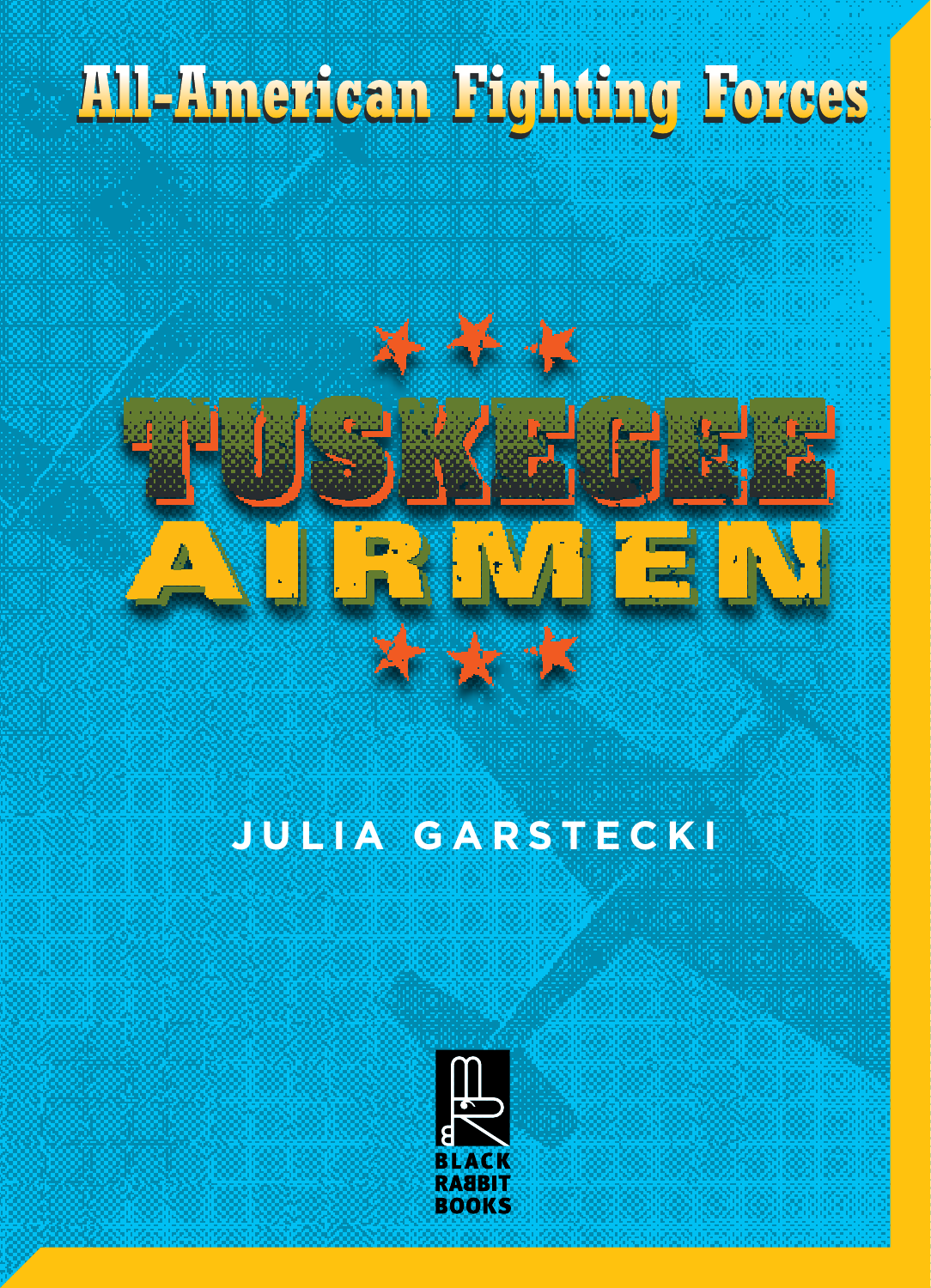All-American Fighting Forces

# TUSKEGEE AIRMEN

JULIA GARSTECKI

BLACK RABBIT BOOKS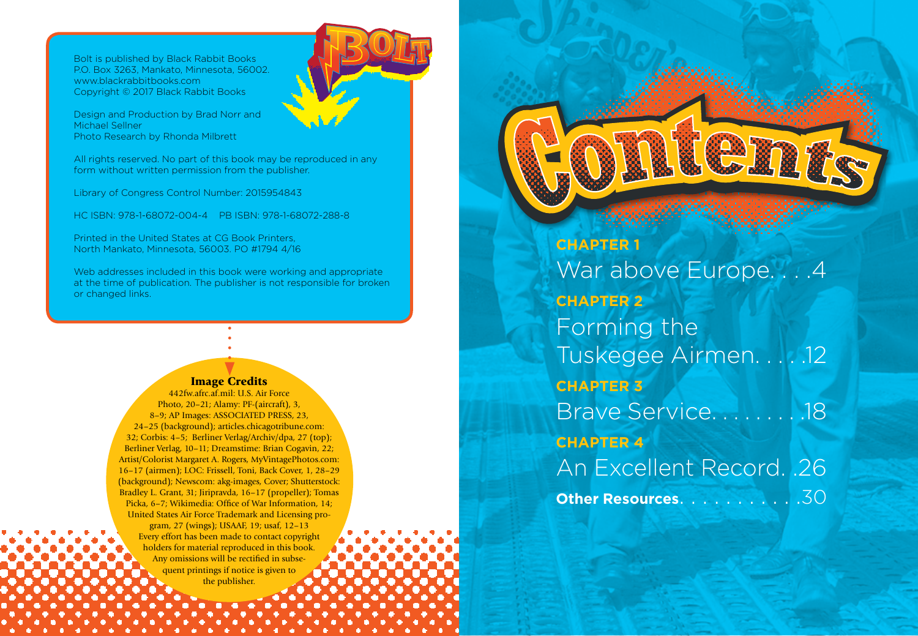Bolt is published by Black Rabbit Books
P.O. Box 3263, Mankato, Minnesota, 56002.
www.blackrabbitbooks.com
Copyright © 2017 Black Rabbit Books

Design and Production by Brad Norr and Michael Sellner
Photo Research by Rhonda Milbrett

All rights reserved. No part of this book may be reproduced in any form without written permission from the publisher.

Library of Congress Control Number: 2015954843

HC ISBN: 978-1-68072-004-4 PB ISBN: 978-1-68072-288-8

Printed in the United States at CG Book Printers, North Mankato, Minnesota, 56003. PO #1794 4/16

Web addresses included in this book were working and appropriate at the time of publication. The publisher is not responsible for broken or changed links.

**Image Credits**

442fw.afrc.af.mil: U.S. Air Force Photo, 20–21; Alamy: PF-(aircraft), 3, 8–9; AP Images: ASSOCIATED PRESS, 23, 24–25 (background); articles.chicagotribune.com: 32; Corbis: 4–5; Berliner Verlag/Archiv/dpa, 27 (top); Berliner Verlag, 10–11; Dreamstime: Brian Cogavin, 22; Artist/Colorist Margaret A. Rogers, MyVintagePhotos.com: 16–17 (airmen); LOC: Frissell, Toni, Back Cover, 1, 28–29 (background); Newscom: akg-images, Cover; Shutterstock: Bradley L. Grant, 31; Jiripravda, 16–17 (propeller); Tomas Picka, 6–7; Wikimedia: Office of War Information, 14; United States Air Force Trademark and Licensing program, 27 (wings); USAAF, 19; usaf, 12–13
Every effort has been made to contact copyright holders for material reproduced in this book. Any omissions will be rectified in subsequent printings if notice is given to the publisher.

# Contents

**CHAPTER 1**
War above Europe. . . . 4

**CHAPTER 2**
Forming the Tuskegee Airmen. . . . 12

**CHAPTER 3**
Brave Service. . . . . . . . 18

**CHAPTER 4**
An Excellent Record. . 26

**Other Resources**. . . . . . . . . . . 30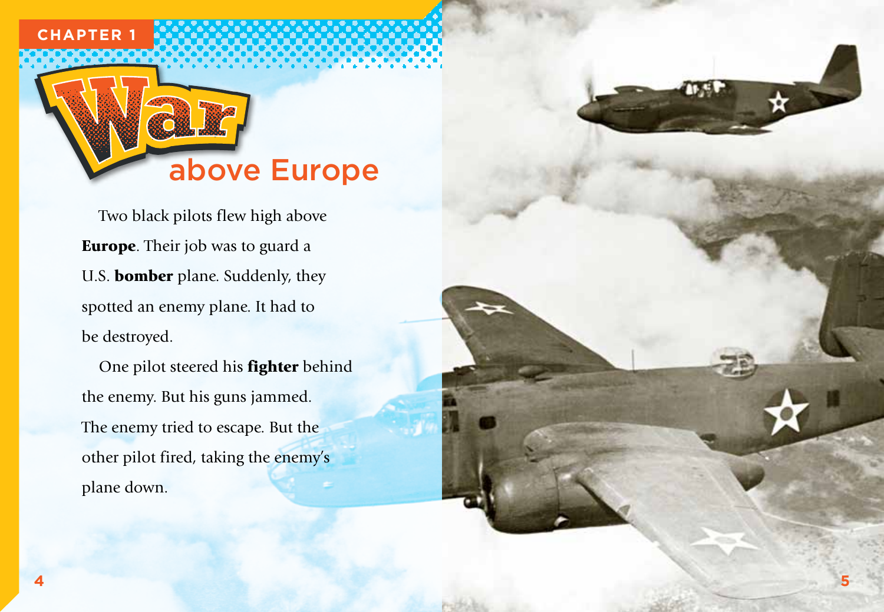CHAPTER 1

# War above Europe

Two black pilots flew high above **Europe**. Their job was to guard a U.S. **bomber** plane. Suddenly, they spotted an enemy plane. It had to be destroyed.

One pilot steered his **fighter** behind the enemy. But his guns jammed. The enemy tried to escape. But the other pilot fired, taking the enemy's plane down.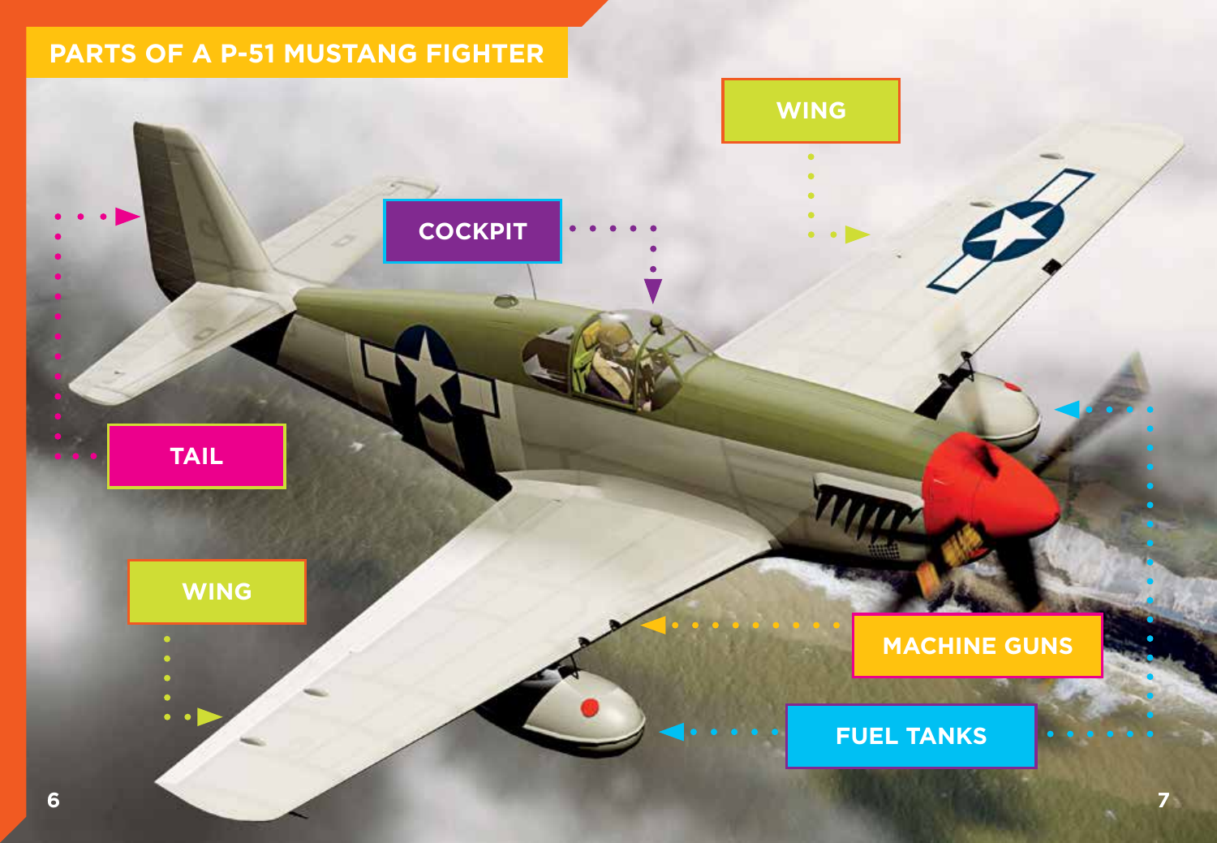# PARTS OF A P-51 MUSTANG FIGHTER

WING

COCKPIT

TAIL

WING

MACHINE GUNS

FUEL TANKS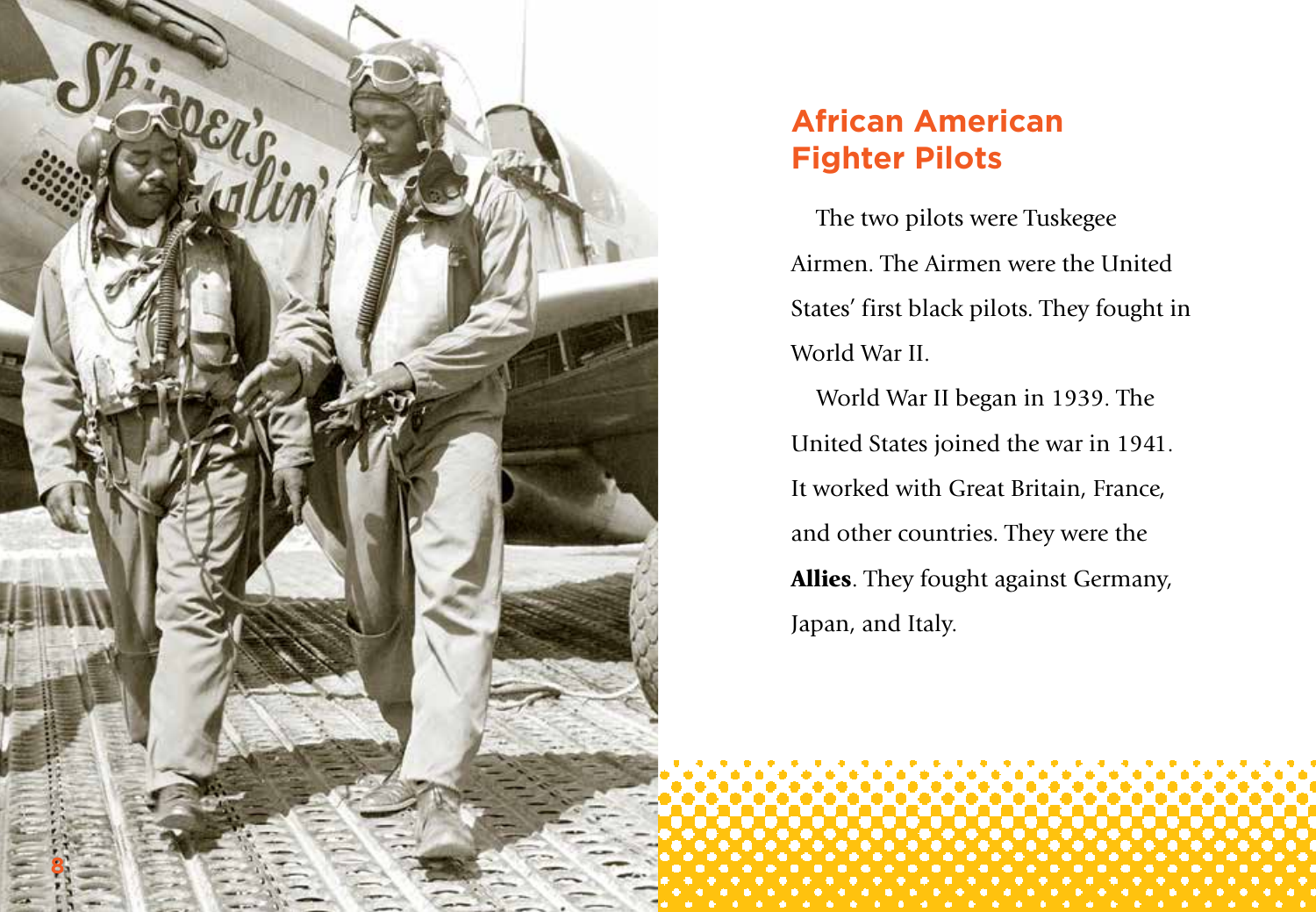## African American Fighter Pilots

The two pilots were Tuskegee Airmen. The Airmen were the United States' first black pilots. They fought in World War II.

World War II began in 1939. The United States joined the war in 1941. It worked with Great Britain, France, and other countries. They were the **Allies**. They fought against Germany, Japan, and Italy.